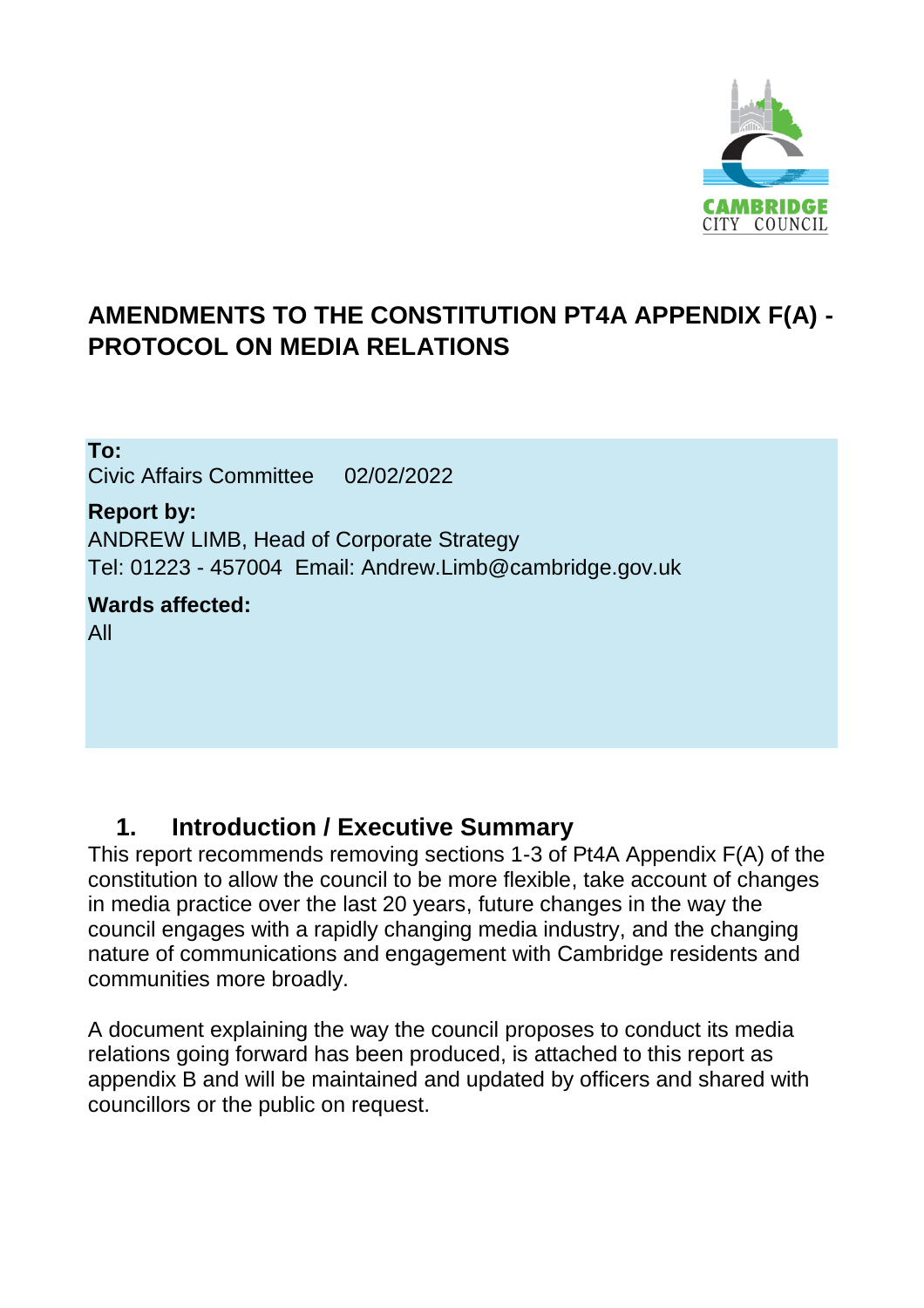# AMENDMENTS TO THE CONSTITUTION PT4A APPENDIX F(A) - PROTOCOL ON MEDIA RELATIONS

**To:**
Civic Affairs Committee 02/02/2022

**Report by:**
ANDREW LIMB, Head of Corporate Strategy
Tel: 01223 - 457004 Email: Andrew.Limb@cambridge.gov.uk

**Wards affected:**
All

## 1. Introduction / Executive Summary

This report recommends removing sections 1-3 of Pt4A Appendix F(A) of the constitution to allow the council to be more flexible, take account of changes in media practice over the last 20 years, future changes in the way the council engages with a rapidly changing media industry, and the changing nature of communications and engagement with Cambridge residents and communities more broadly.

A document explaining the way the council proposes to conduct its media relations going forward has been produced, is attached to this report as appendix B and will be maintained and updated by officers and shared with councillors or the public on request.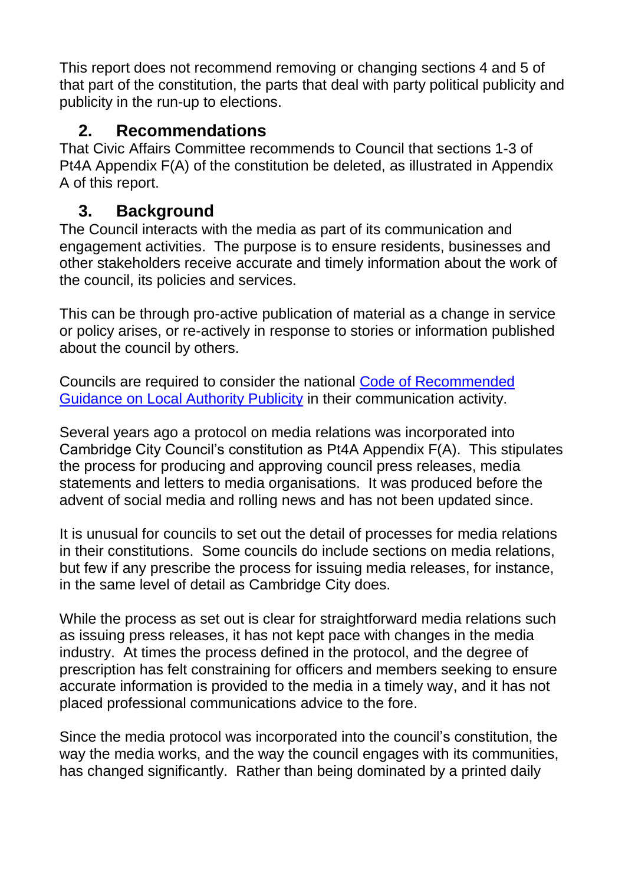This report does not recommend removing or changing sections 4 and 5 of that part of the constitution, the parts that deal with party political publicity and publicity in the run-up to elections.

## 2. Recommendations

That Civic Affairs Committee recommends to Council that sections 1-3 of Pt4A Appendix F(A) of the constitution be deleted, as illustrated in Appendix A of this report.

## 3. Background

The Council interacts with the media as part of its communication and engagement activities. The purpose is to ensure residents, businesses and other stakeholders receive accurate and timely information about the work of the council, its policies and services.

This can be through pro-active publication of material as a change in service or policy arises, or re-actively in response to stories or information published about the council by others.

Councils are required to consider the national Code of Recommended Guidance on Local Authority Publicity in their communication activity.

Several years ago a protocol on media relations was incorporated into Cambridge City Council's constitution as Pt4A Appendix F(A). This stipulates the process for producing and approving council press releases, media statements and letters to media organisations. It was produced before the advent of social media and rolling news and has not been updated since.

It is unusual for councils to set out the detail of processes for media relations in their constitutions. Some councils do include sections on media relations, but few if any prescribe the process for issuing media releases, for instance, in the same level of detail as Cambridge City does.

While the process as set out is clear for straightforward media relations such as issuing press releases, it has not kept pace with changes in the media industry. At times the process defined in the protocol, and the degree of prescription has felt constraining for officers and members seeking to ensure accurate information is provided to the media in a timely way, and it has not placed professional communications advice to the fore.

Since the media protocol was incorporated into the council's constitution, the way the media works, and the way the council engages with its communities, has changed significantly. Rather than being dominated by a printed daily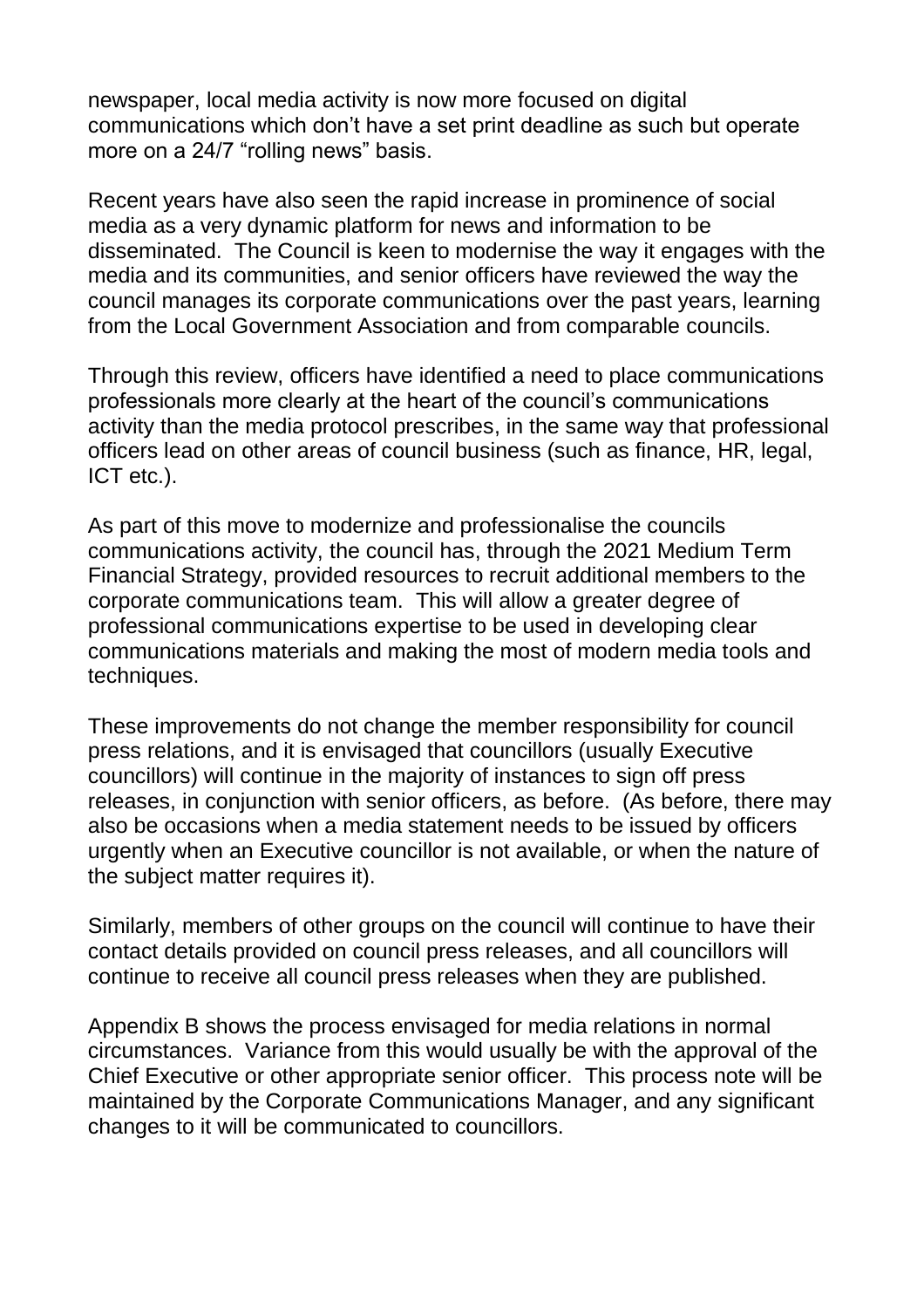newspaper, local media activity is now more focused on digital communications which don't have a set print deadline as such but operate more on a 24/7 "rolling news" basis.

Recent years have also seen the rapid increase in prominence of social media as a very dynamic platform for news and information to be disseminated. The Council is keen to modernise the way it engages with the media and its communities, and senior officers have reviewed the way the council manages its corporate communications over the past years, learning from the Local Government Association and from comparable councils.

Through this review, officers have identified a need to place communications professionals more clearly at the heart of the council's communications activity than the media protocol prescribes, in the same way that professional officers lead on other areas of council business (such as finance, HR, legal, ICT etc.).

As part of this move to modernize and professionalise the councils communications activity, the council has, through the 2021 Medium Term Financial Strategy, provided resources to recruit additional members to the corporate communications team. This will allow a greater degree of professional communications expertise to be used in developing clear communications materials and making the most of modern media tools and techniques.

These improvements do not change the member responsibility for council press relations, and it is envisaged that councillors (usually Executive councillors) will continue in the majority of instances to sign off press releases, in conjunction with senior officers, as before. (As before, there may also be occasions when a media statement needs to be issued by officers urgently when an Executive councillor is not available, or when the nature of the subject matter requires it).

Similarly, members of other groups on the council will continue to have their contact details provided on council press releases, and all councillors will continue to receive all council press releases when they are published.

Appendix B shows the process envisaged for media relations in normal circumstances. Variance from this would usually be with the approval of the Chief Executive or other appropriate senior officer. This process note will be maintained by the Corporate Communications Manager, and any significant changes to it will be communicated to councillors.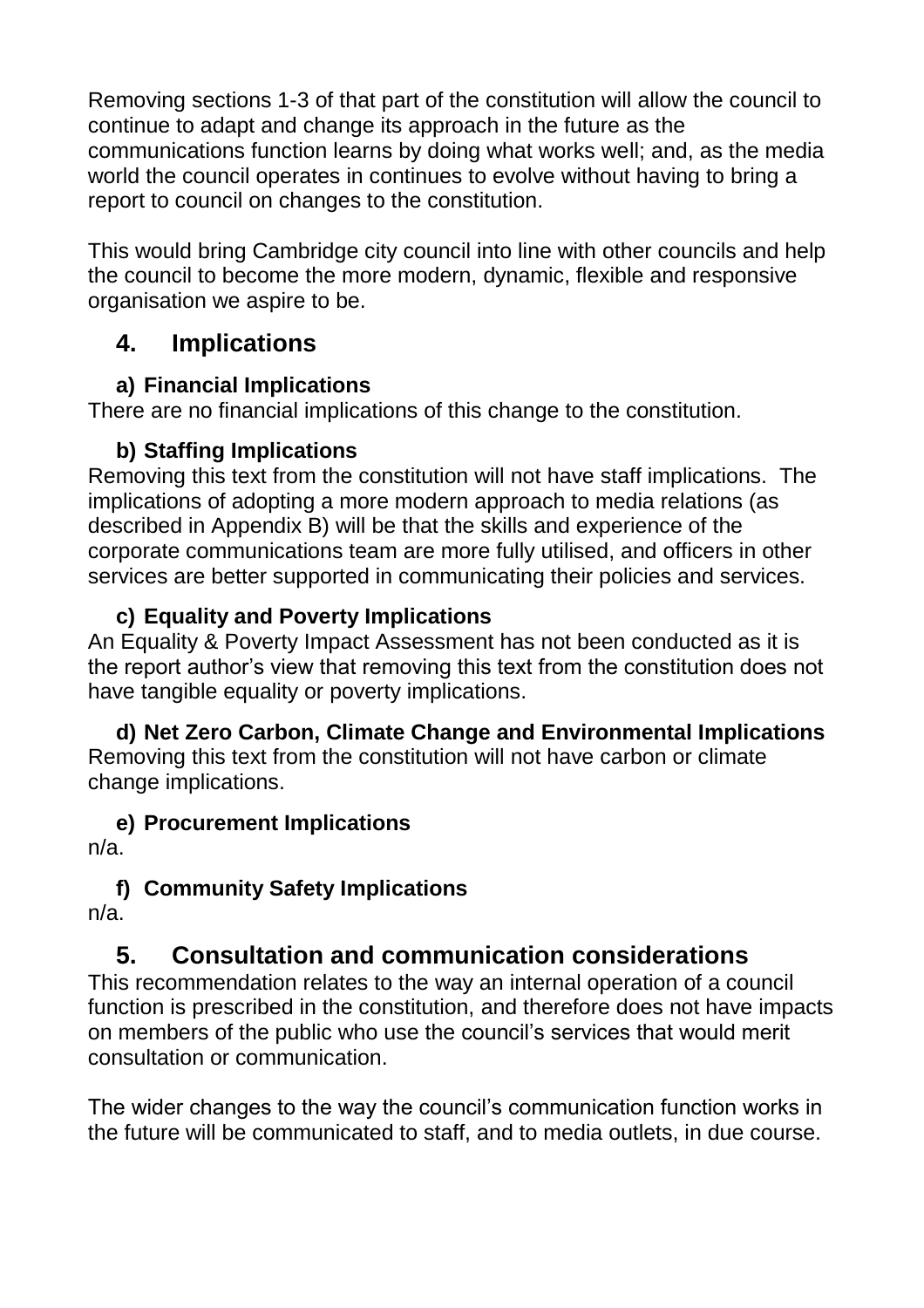Removing sections 1-3 of that part of the constitution will allow the council to continue to adapt and change its approach in the future as the communications function learns by doing what works well; and, as the media world the council operates in continues to evolve without having to bring a report to council on changes to the constitution.

This would bring Cambridge city council into line with other councils and help the council to become the more modern, dynamic, flexible and responsive organisation we aspire to be.

## 4. Implications

### a) Financial Implications

There are no financial implications of this change to the constitution.

### b) Staffing Implications

Removing this text from the constitution will not have staff implications. The implications of adopting a more modern approach to media relations (as described in Appendix B) will be that the skills and experience of the corporate communications team are more fully utilised, and officers in other services are better supported in communicating their policies and services.

### c) Equality and Poverty Implications

An Equality & Poverty Impact Assessment has not been conducted as it is the report author's view that removing this text from the constitution does not have tangible equality or poverty implications.

### d) Net Zero Carbon, Climate Change and Environmental Implications

Removing this text from the constitution will not have carbon or climate change implications.

### e) Procurement Implications

n/a.

### f) Community Safety Implications

n/a.

## 5. Consultation and communication considerations

This recommendation relates to the way an internal operation of a council function is prescribed in the constitution, and therefore does not have impacts on members of the public who use the council's services that would merit consultation or communication.

The wider changes to the way the council's communication function works in the future will be communicated to staff, and to media outlets, in due course.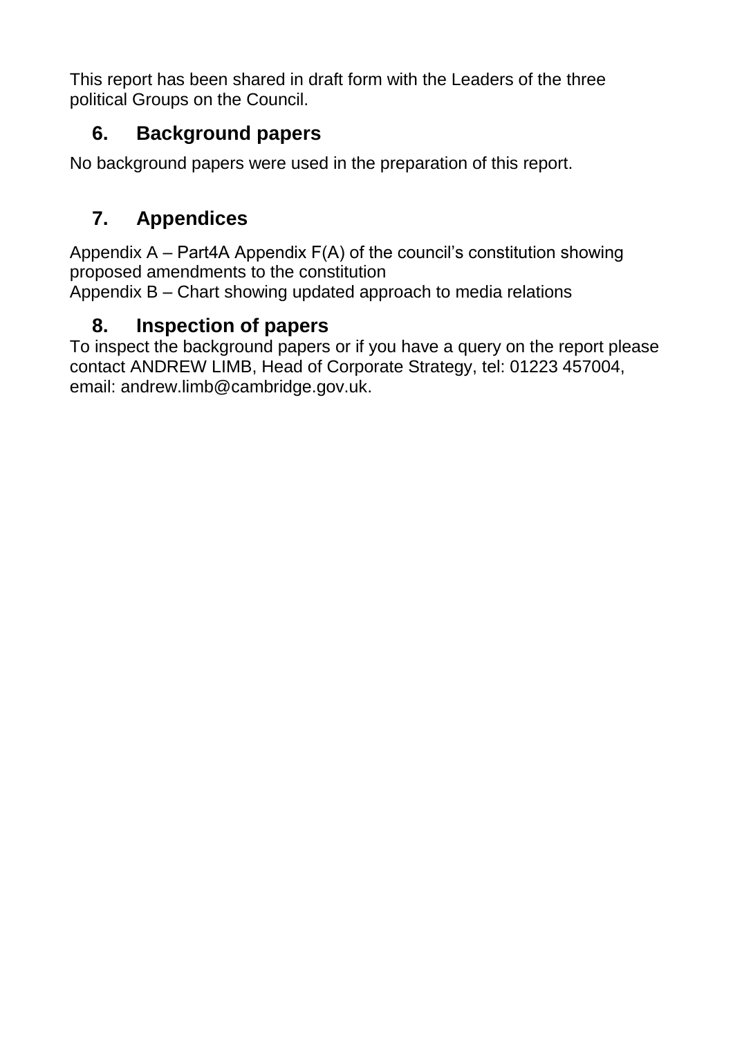This report has been shared in draft form with the Leaders of the three political Groups on the Council.

## 6. Background papers

No background papers were used in the preparation of this report.

## 7. Appendices

Appendix A – Part4A Appendix F(A) of the council's constitution showing proposed amendments to the constitution
Appendix B – Chart showing updated approach to media relations

## 8. Inspection of papers

To inspect the background papers or if you have a query on the report please contact ANDREW LIMB, Head of Corporate Strategy, tel: 01223 457004, email: andrew.limb@cambridge.gov.uk.